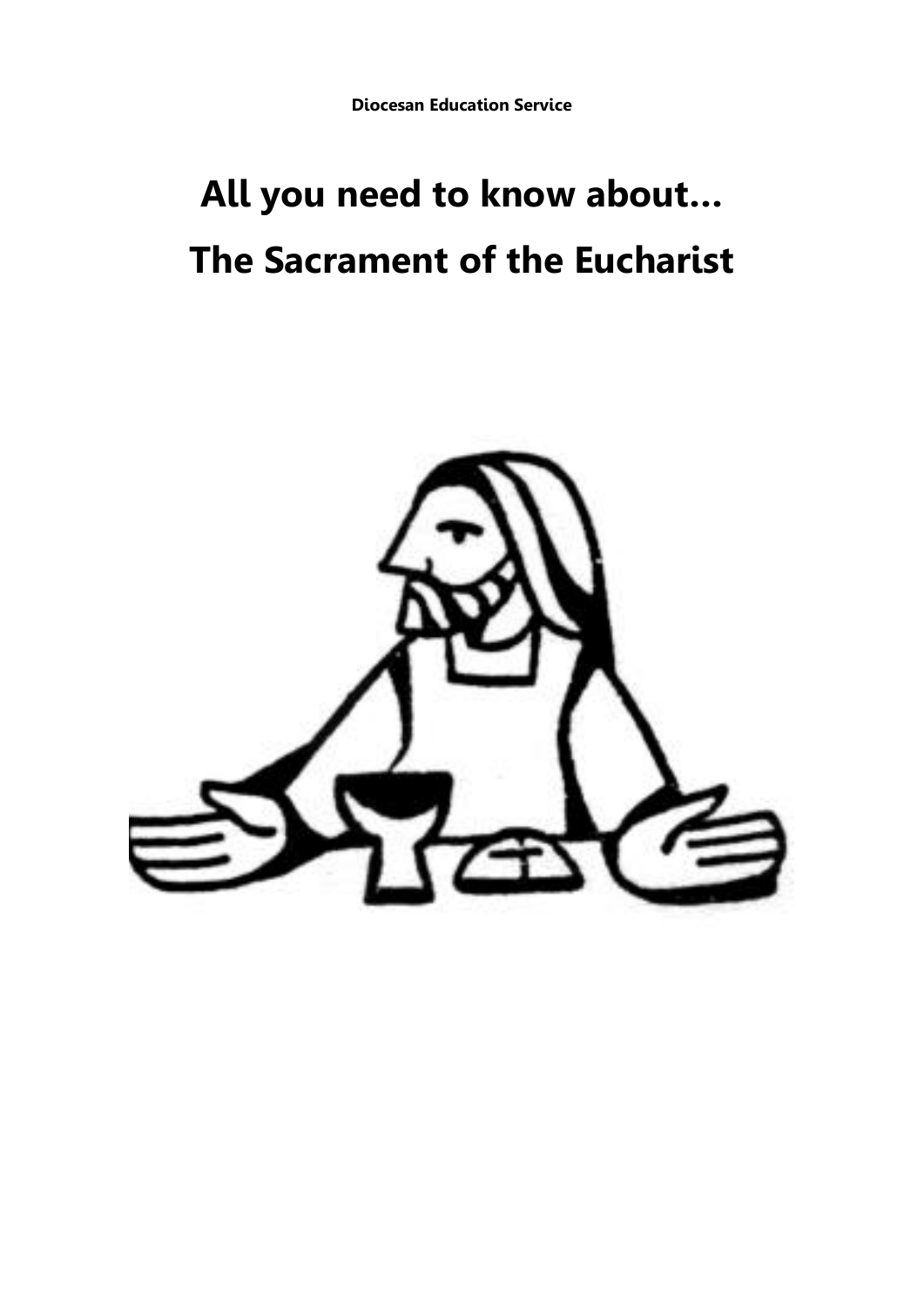**Diocesan Education Service**

# All you need to know about…

# The Sacrament of the Eucharist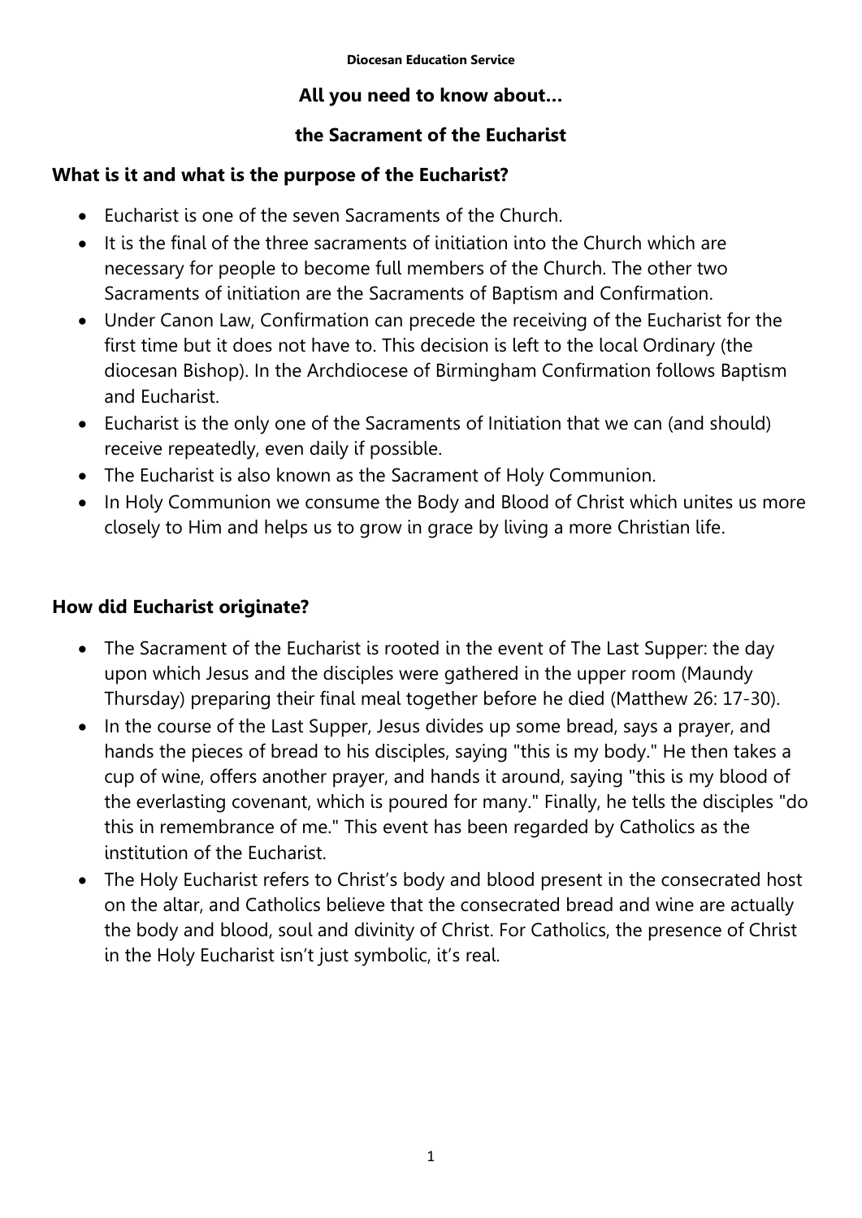Diocesan Education Service

**All you need to know about…**

**the Sacrament of the Eucharist**

## What is it and what is the purpose of the Eucharist?

- Eucharist is one of the seven Sacraments of the Church.
- It is the final of the three sacraments of initiation into the Church which are necessary for people to become full members of the Church. The other two Sacraments of initiation are the Sacraments of Baptism and Confirmation.
- Under Canon Law, Confirmation can precede the receiving of the Eucharist for the first time but it does not have to. This decision is left to the local Ordinary (the diocesan Bishop). In the Archdiocese of Birmingham Confirmation follows Baptism and Eucharist.
- Eucharist is the only one of the Sacraments of Initiation that we can (and should) receive repeatedly, even daily if possible.
- The Eucharist is also known as the Sacrament of Holy Communion.
- In Holy Communion we consume the Body and Blood of Christ which unites us more closely to Him and helps us to grow in grace by living a more Christian life.

## How did Eucharist originate?

- The Sacrament of the Eucharist is rooted in the event of The Last Supper: the day upon which Jesus and the disciples were gathered in the upper room (Maundy Thursday) preparing their final meal together before he died (Matthew 26: 17-30).
- In the course of the Last Supper, Jesus divides up some bread, says a prayer, and hands the pieces of bread to his disciples, saying "this is my body." He then takes a cup of wine, offers another prayer, and hands it around, saying "this is my blood of the everlasting covenant, which is poured for many." Finally, he tells the disciples "do this in remembrance of me." This event has been regarded by Catholics as the institution of the Eucharist.
- The Holy Eucharist refers to Christ's body and blood present in the consecrated host on the altar, and Catholics believe that the consecrated bread and wine are actually the body and blood, soul and divinity of Christ. For Catholics, the presence of Christ in the Holy Eucharist isn't just symbolic, it's real.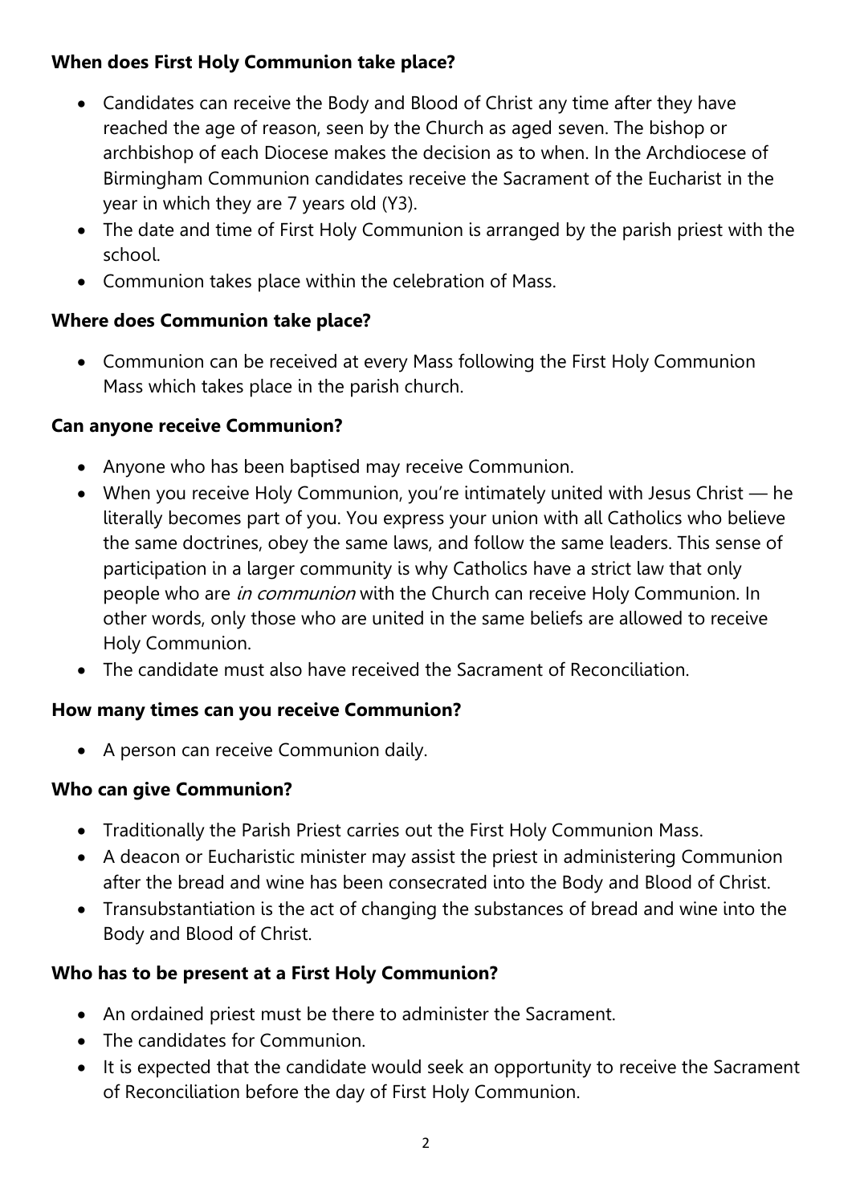### **When does First Holy Communion take place?**

- Candidates can receive the Body and Blood of Christ any time after they have reached the age of reason, seen by the Church as aged seven. The bishop or archbishop of each Diocese makes the decision as to when. In the Archdiocese of Birmingham Communion candidates receive the Sacrament of the Eucharist in the year in which they are 7 years old (Y3).
- The date and time of First Holy Communion is arranged by the parish priest with the school.
- Communion takes place within the celebration of Mass.

### **Where does Communion take place?**

- Communion can be received at every Mass following the First Holy Communion Mass which takes place in the parish church.

### **Can anyone receive Communion?**

- Anyone who has been baptised may receive Communion.
- When you receive Holy Communion, you're intimately united with Jesus Christ — he literally becomes part of you. You express your union with all Catholics who believe the same doctrines, obey the same laws, and follow the same leaders. This sense of participation in a larger community is why Catholics have a strict law that only people who are *in communion* with the Church can receive Holy Communion. In other words, only those who are united in the same beliefs are allowed to receive Holy Communion.
- The candidate must also have received the Sacrament of Reconciliation.

### **How many times can you receive Communion?**

- A person can receive Communion daily.

### **Who can give Communion?**

- Traditionally the Parish Priest carries out the First Holy Communion Mass.
- A deacon or Eucharistic minister may assist the priest in administering Communion after the bread and wine has been consecrated into the Body and Blood of Christ.
- Transubstantiation is the act of changing the substances of bread and wine into the Body and Blood of Christ.

### **Who has to be present at a First Holy Communion?**

- An ordained priest must be there to administer the Sacrament.
- The candidates for Communion.
- It is expected that the candidate would seek an opportunity to receive the Sacrament of Reconciliation before the day of First Holy Communion.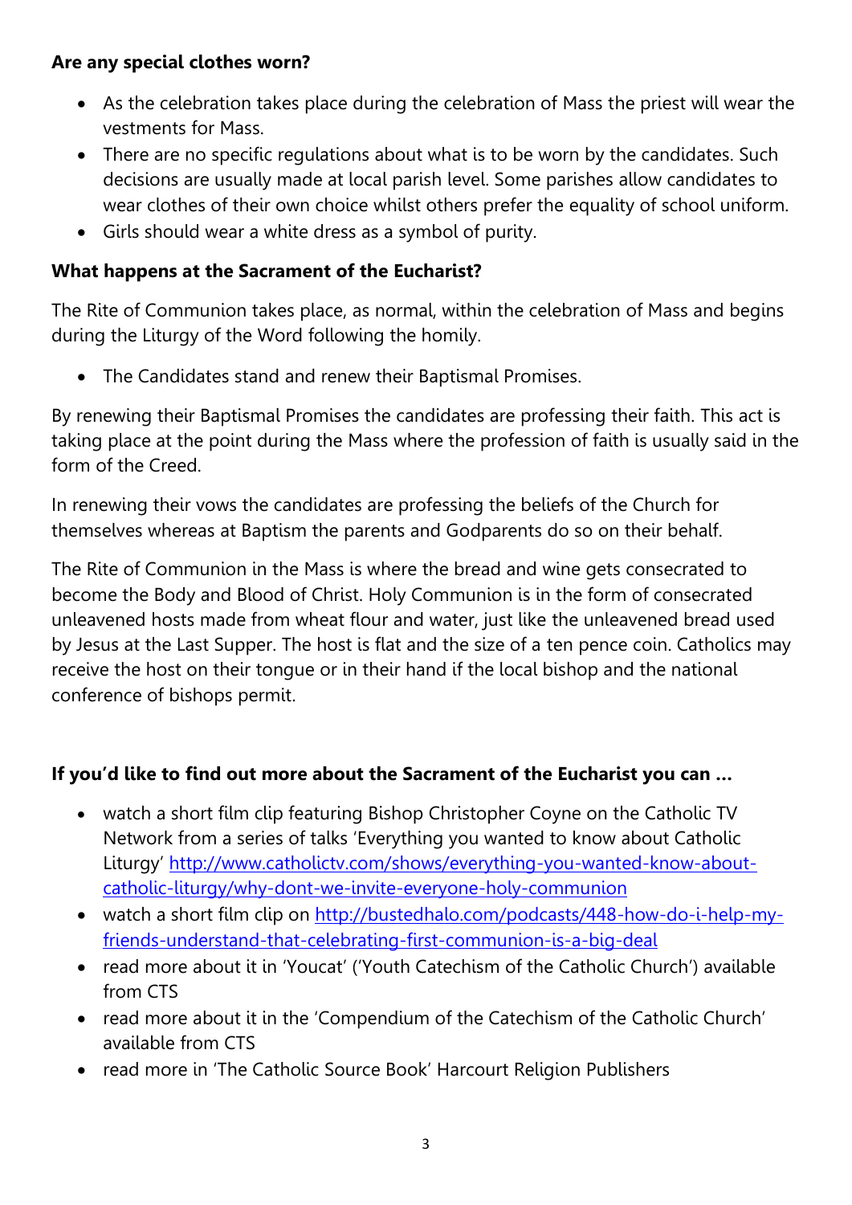**Are any special clothes worn?**

- As the celebration takes place during the celebration of Mass the priest will wear the vestments for Mass.
- There are no specific regulations about what is to be worn by the candidates. Such decisions are usually made at local parish level. Some parishes allow candidates to wear clothes of their own choice whilst others prefer the equality of school uniform.
- Girls should wear a white dress as a symbol of purity.

**What happens at the Sacrament of the Eucharist?**

The Rite of Communion takes place, as normal, within the celebration of Mass and begins during the Liturgy of the Word following the homily.

- The Candidates stand and renew their Baptismal Promises.

By renewing their Baptismal Promises the candidates are professing their faith. This act is taking place at the point during the Mass where the profession of faith is usually said in the form of the Creed.

In renewing their vows the candidates are professing the beliefs of the Church for themselves whereas at Baptism the parents and Godparents do so on their behalf.

The Rite of Communion in the Mass is where the bread and wine gets consecrated to become the Body and Blood of Christ. Holy Communion is in the form of consecrated unleavened hosts made from wheat flour and water, just like the unleavened bread used by Jesus at the Last Supper. The host is flat and the size of a ten pence coin. Catholics may receive the host on their tongue or in their hand if the local bishop and the national conference of bishops permit.

**If you'd like to find out more about the Sacrament of the Eucharist you can …**

- watch a short film clip featuring Bishop Christopher Coyne on the Catholic TV Network from a series of talks 'Everything you wanted to know about Catholic Liturgy' [http://www.catholictv.com/shows/everything-you-wanted-know-about-catholic-liturgy/why-dont-we-invite-everyone-holy-communion](http://www.catholictv.com/shows/everything-you-wanted-know-about-catholic-liturgy/why-dont-we-invite-everyone-holy-communion)
- watch a short film clip on [http://bustedhalo.com/podcasts/448-how-do-i-help-my-friends-understand-that-celebrating-first-communion-is-a-big-deal](http://bustedhalo.com/podcasts/448-how-do-i-help-my-friends-understand-that-celebrating-first-communion-is-a-big-deal)
- read more about it in 'Youcat' ('Youth Catechism of the Catholic Church') available from CTS
- read more about it in the 'Compendium of the Catechism of the Catholic Church' available from CTS
- read more in 'The Catholic Source Book' Harcourt Religion Publishers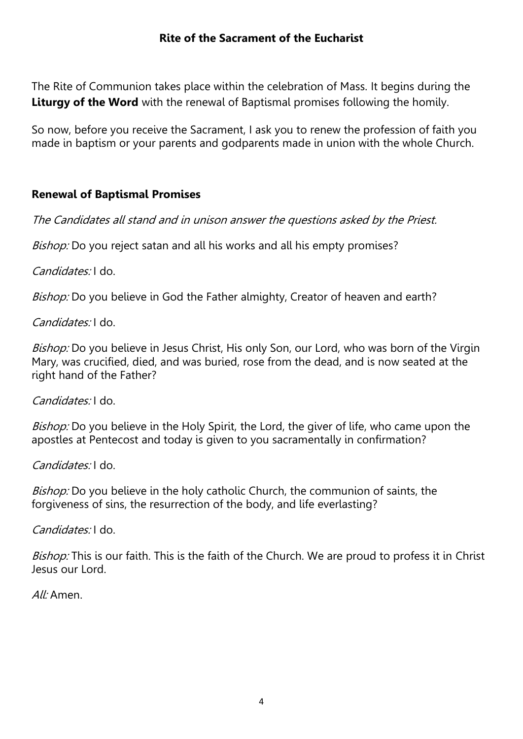## Rite of the Sacrament of the Eucharist

The Rite of Communion takes place within the celebration of Mass. It begins during the **Liturgy of the Word** with the renewal of Baptismal promises following the homily.

So now, before you receive the Sacrament, I ask you to renew the profession of faith you made in baptism or your parents and godparents made in union with the whole Church.

### Renewal of Baptismal Promises

*The Candidates all stand and in unison answer the questions asked by the Priest.*

*Bishop:* Do you reject satan and all his works and all his empty promises?

*Candidates:* I do.

*Bishop:* Do you believe in God the Father almighty, Creator of heaven and earth?

*Candidates:* I do.

*Bishop:* Do you believe in Jesus Christ, His only Son, our Lord, who was born of the Virgin Mary, was crucified, died, and was buried, rose from the dead, and is now seated at the right hand of the Father?

*Candidates:* I do.

*Bishop:* Do you believe in the Holy Spirit, the Lord, the giver of life, who came upon the apostles at Pentecost and today is given to you sacramentally in confirmation?

*Candidates:* I do.

*Bishop:* Do you believe in the holy catholic Church, the communion of saints, the forgiveness of sins, the resurrection of the body, and life everlasting?

*Candidates:* I do.

*Bishop:* This is our faith. This is the faith of the Church. We are proud to profess it in Christ Jesus our Lord.

*All:* Amen.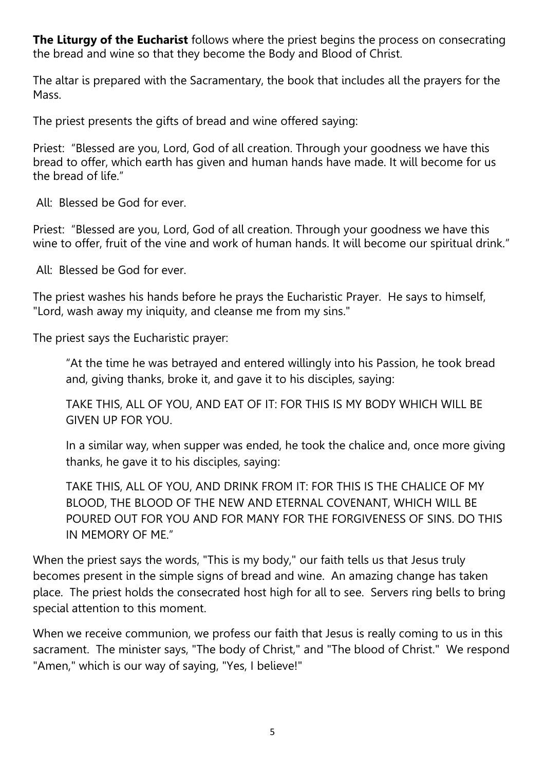**The Liturgy of the Eucharist** follows where the priest begins the process on consecrating the bread and wine so that they become the Body and Blood of Christ.

The altar is prepared with the Sacramentary, the book that includes all the prayers for the Mass.

The priest presents the gifts of bread and wine offered saying:

Priest: "Blessed are you, Lord, God of all creation. Through your goodness we have this bread to offer, which earth has given and human hands have made. It will become for us the bread of life."

All: Blessed be God for ever.

Priest: "Blessed are you, Lord, God of all creation. Through your goodness we have this wine to offer, fruit of the vine and work of human hands. It will become our spiritual drink."

All: Blessed be God for ever.

The priest washes his hands before he prays the Eucharistic Prayer. He says to himself, "Lord, wash away my iniquity, and cleanse me from my sins."

The priest says the Eucharistic prayer:

> "At the time he was betrayed and entered willingly into his Passion, he took bread and, giving thanks, broke it, and gave it to his disciples, saying:
>
> TAKE THIS, ALL OF YOU, AND EAT OF IT: FOR THIS IS MY BODY WHICH WILL BE GIVEN UP FOR YOU.
>
> In a similar way, when supper was ended, he took the chalice and, once more giving thanks, he gave it to his disciples, saying:
>
> TAKE THIS, ALL OF YOU, AND DRINK FROM IT: FOR THIS IS THE CHALICE OF MY BLOOD, THE BLOOD OF THE NEW AND ETERNAL COVENANT, WHICH WILL BE POURED OUT FOR YOU AND FOR MANY FOR THE FORGIVENESS OF SINS. DO THIS IN MEMORY OF ME."

When the priest says the words, "This is my body," our faith tells us that Jesus truly becomes present in the simple signs of bread and wine. An amazing change has taken place. The priest holds the consecrated host high for all to see. Servers ring bells to bring special attention to this moment.

When we receive communion, we profess our faith that Jesus is really coming to us in this sacrament. The minister says, "The body of Christ," and "The blood of Christ." We respond "Amen," which is our way of saying, "Yes, I believe!"